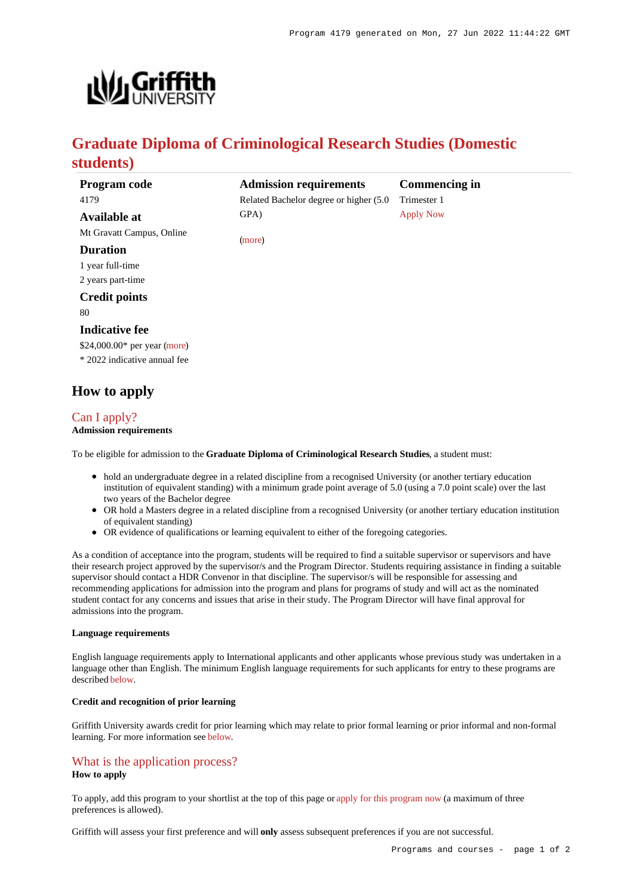# Graduate Diploma of Criminological Research Studies (Domestic students)

**Program code**
4179

**Available at**
Mt Gravatt Campus, Online

**Duration**
1 year full-time
2 years part-time

**Credit points**
80

**Indicative fee**
$24,000.00* per year (more)
* 2022 indicative annual fee

**Admission requirements**
Related Bachelor degree or higher (5.0 GPA)

(more)

**Commencing in**
Trimester 1
Apply Now

## How to apply

### Can I apply?

**Admission requirements**

To be eligible for admission to the **Graduate Diploma of Criminological Research Studies**, a student must:

- hold an undergraduate degree in a related discipline from a recognised University (or another tertiary education institution of equivalent standing) with a minimum grade point average of 5.0 (using a 7.0 point scale) over the last two years of the Bachelor degree
- OR hold a Masters degree in a related discipline from a recognised University (or another tertiary education institution of equivalent standing)
- OR evidence of qualifications or learning equivalent to either of the foregoing categories.

As a condition of acceptance into the program, students will be required to find a suitable supervisor or supervisors and have their research project approved by the supervisor/s and the Program Director. Students requiring assistance in finding a suitable supervisor should contact a HDR Convenor in that discipline. The supervisor/s will be responsible for assessing and recommending applications for admission into the program and plans for programs of study and will act as the nominated student contact for any concerns and issues that arise in their study. The Program Director will have final approval for admissions into the program.

**Language requirements**

English language requirements apply to International applicants and other applicants whose previous study was undertaken in a language other than English. The minimum English language requirements for such applicants for entry to these programs are described below.

**Credit and recognition of prior learning**

Griffith University awards credit for prior learning which may relate to prior formal learning or prior informal and non-formal learning. For more information see below.

### What is the application process?

**How to apply**

To apply, add this program to your shortlist at the top of this page or apply for this program now (a maximum of three preferences is allowed).

Griffith will assess your first preference and will **only** assess subsequent preferences if you are not successful.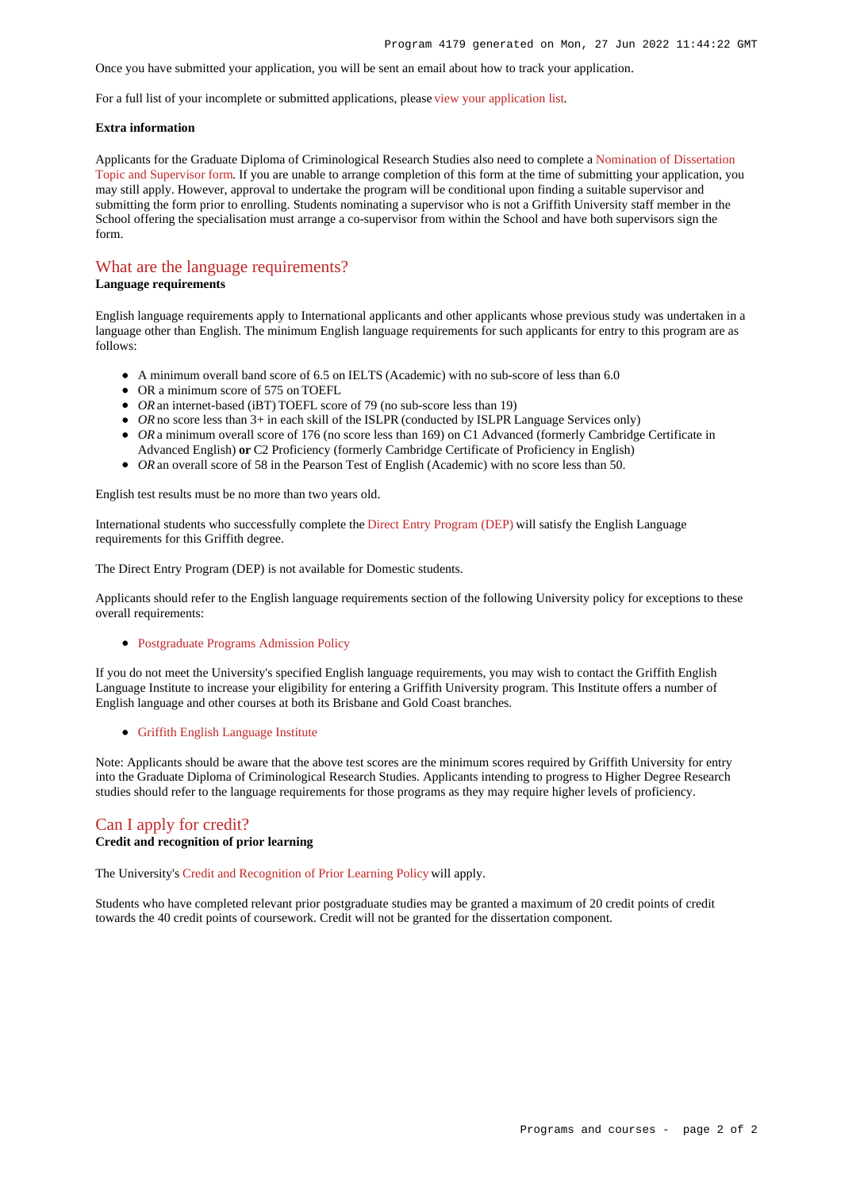Once you have submitted your application, you will be sent an email about how to track your application.

For a full list of your incomplete or submitted applications, please view your application list.

**Extra information**

Applicants for the Graduate Diploma of Criminological Research Studies also need to complete a Nomination of Dissertation Topic and Supervisor form. If you are unable to arrange completion of this form at the time of submitting your application, you may still apply. However, approval to undertake the program will be conditional upon finding a suitable supervisor and submitting the form prior to enrolling. Students nominating a supervisor who is not a Griffith University staff member in the School offering the specialisation must arrange a co-supervisor from within the School and have both supervisors sign the form.

## What are the language requirements?

**Language requirements**

English language requirements apply to International applicants and other applicants whose previous study was undertaken in a language other than English. The minimum English language requirements for such applicants for entry to this program are as follows:

- A minimum overall band score of 6.5 on IELTS (Academic) with no sub-score of less than 6.0
- OR a minimum score of 575 on TOEFL
- *OR* an internet-based (iBT) TOEFL score of 79 (no sub-score less than 19)
- *OR* no score less than 3+ in each skill of the ISLPR (conducted by ISLPR Language Services only)
- *OR* a minimum overall score of 176 (no score less than 169) on C1 Advanced (formerly Cambridge Certificate in Advanced English) **or** C2 Proficiency (formerly Cambridge Certificate of Proficiency in English)
- *OR* an overall score of 58 in the Pearson Test of English (Academic) with no score less than 50.

English test results must be no more than two years old.

International students who successfully complete the Direct Entry Program (DEP) will satisfy the English Language requirements for this Griffith degree.

The Direct Entry Program (DEP) is not available for Domestic students.

Applicants should refer to the English language requirements section of the following University policy for exceptions to these overall requirements:

- Postgraduate Programs Admission Policy

If you do not meet the University's specified English language requirements, you may wish to contact the Griffith English Language Institute to increase your eligibility for entering a Griffith University program. This Institute offers a number of English language and other courses at both its Brisbane and Gold Coast branches.

- Griffith English Language Institute

Note: Applicants should be aware that the above test scores are the minimum scores required by Griffith University for entry into the Graduate Diploma of Criminological Research Studies. Applicants intending to progress to Higher Degree Research studies should refer to the language requirements for those programs as they may require higher levels of proficiency.

## Can I apply for credit?

**Credit and recognition of prior learning**

The University's Credit and Recognition of Prior Learning Policy will apply.

Students who have completed relevant prior postgraduate studies may be granted a maximum of 20 credit points of credit towards the 40 credit points of coursework. Credit will not be granted for the dissertation component.